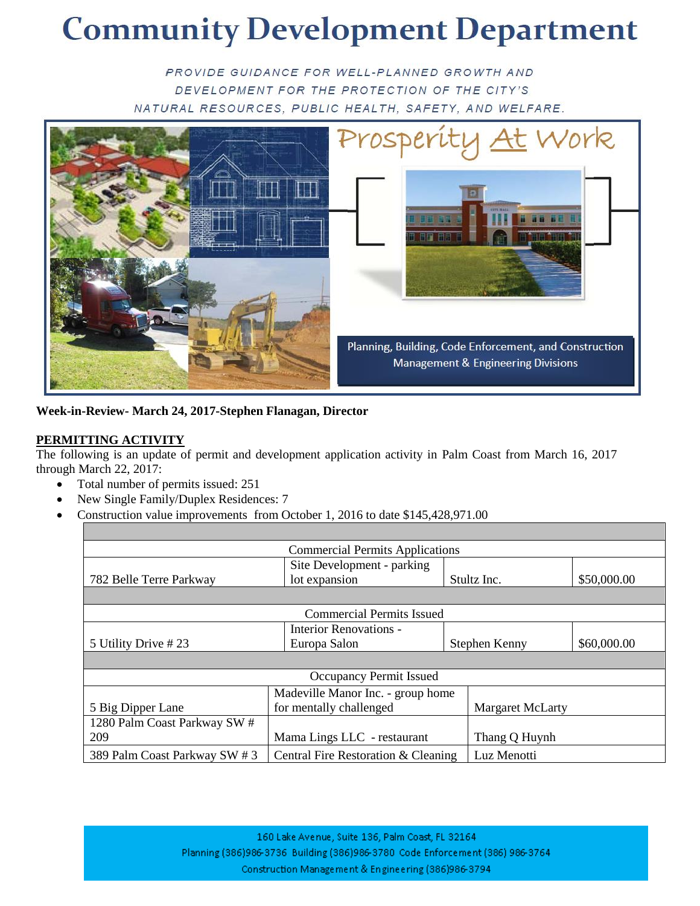# Community Development Department

PROVIDE GUIDANCE FOR WELL-PLANNED GROWTH AND DEVELOPMENT FOR THE PROTECTION OF THE CITY'S NATURAL RESOURCES, PUBLIC HEALTH, SAFETY, AND WELFARE.

Prosperity At Work

Planning, Building, Code Enforcement, and Construction Management & Engineering Divisions

**Week-in-Review- March 24, 2017-Stephen Flanagan, Director**

## PERMITTING ACTIVITY

The following is an update of permit and development application activity in Palm Coast from March 16, 2017 through March 22, 2017:

- Total number of permits issued: 251
- New Single Family/Duplex Residences: 7
- Construction value improvements from October 1, 2016 to date $145,428,971.00

| Commercial Permits Applications | | | |
|---|---|---|---|
| 782 Belle Terre Parkway | Site Development - parking lot expansion | Stultz Inc. | $50,000.00 |
| **Commercial Permits Issued** | | | |
| 5 Utility Drive # 23 | Interior Renovations - Europa Salon | Stephen Kenny | $60,000.00 |
| **Occupancy Permit Issued** | | | |
| 5 Big Dipper Lane | Madeville Manor Inc. - group home for mentally challenged | Margaret McLarty | |
| 1280 Palm Coast Parkway SW # 209 | Mama Lings LLC - restaurant | Thang Q Huynh | |
| 389 Palm Coast Parkway SW # 3 | Central Fire Restoration & Cleaning | Luz Menotti | |

160 Lake Avenue, Suite 136, Palm Coast, FL 32164
Planning (386)986-3736 Building (386)986-3780 Code Enforcement (386) 986-3764
Construction Management & Engineering (386)986-3794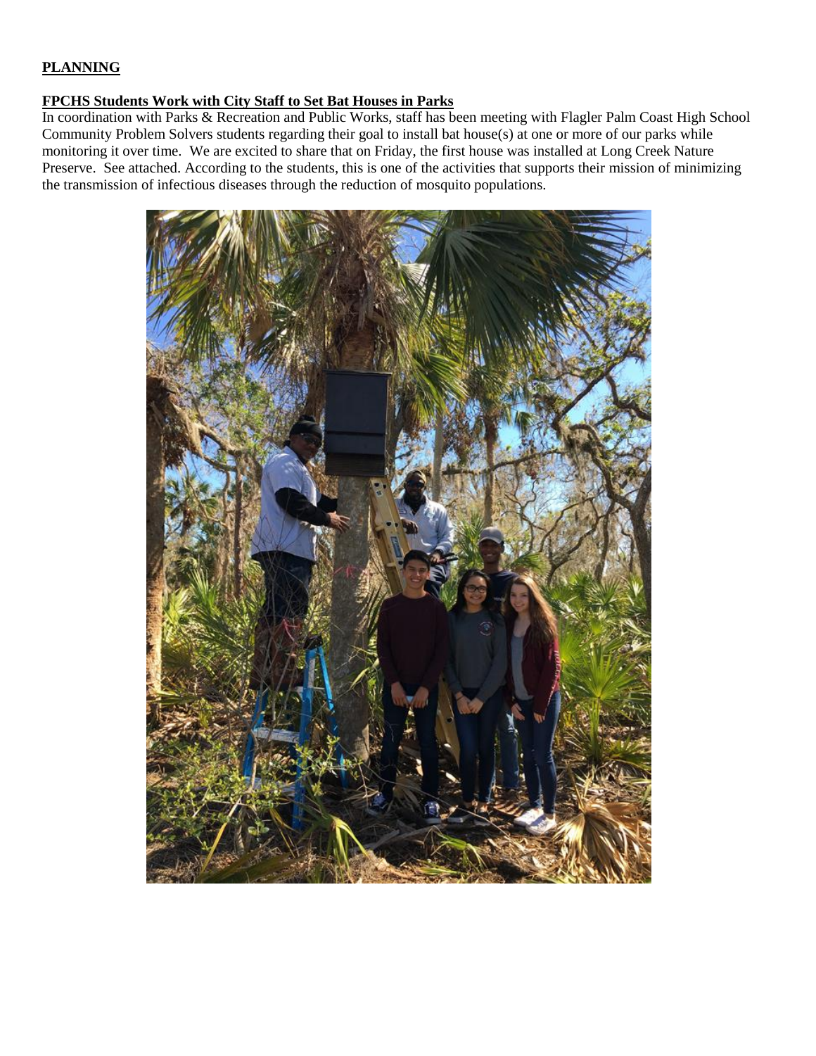**PLANNING**

**FPCHS Students Work with City Staff to Set Bat Houses in Parks**

In coordination with Parks & Recreation and Public Works, staff has been meeting with Flagler Palm Coast High School Community Problem Solvers students regarding their goal to install bat house(s) at one or more of our parks while monitoring it over time. We are excited to share that on Friday, the first house was installed at Long Creek Nature Preserve. See attached. According to the students, this is one of the activities that supports their mission of minimizing the transmission of infectious diseases through the reduction of mosquito populations.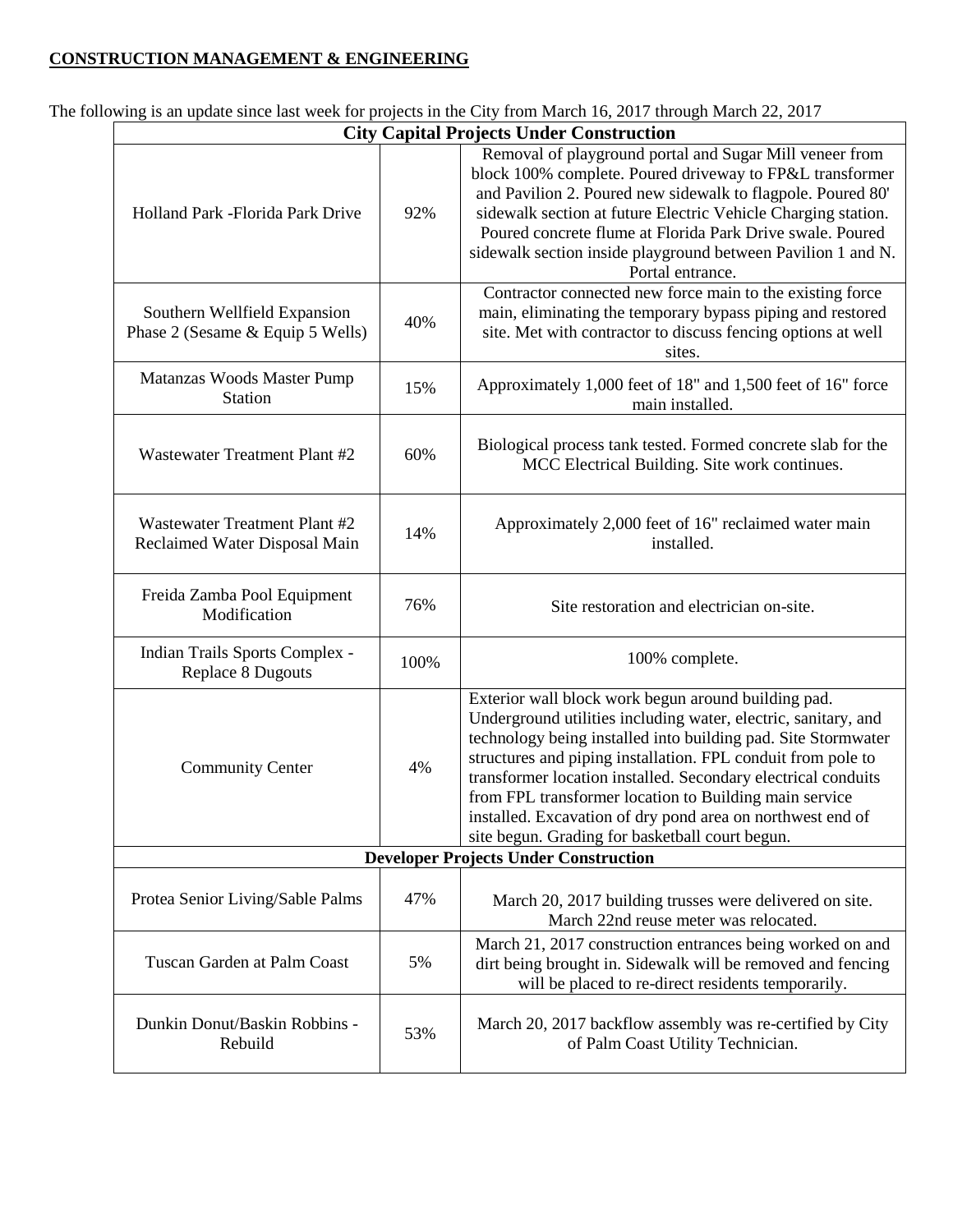**CONSTRUCTION MANAGEMENT & ENGINEERING**

The following is an update since last week for projects in the City from March 16, 2017 through March 22, 2017

| City Capital Projects Under Construction | | |
|---|---|---|
| Holland Park -Florida Park Drive | 92% | Removal of playground portal and Sugar Mill veneer from block 100% complete. Poured driveway to FP&L transformer and Pavilion 2. Poured new sidewalk to flagpole. Poured 80' sidewalk section at future Electric Vehicle Charging station. Poured concrete flume at Florida Park Drive swale. Poured sidewalk section inside playground between Pavilion 1 and N. Portal entrance. |
| Southern Wellfield Expansion Phase 2 (Sesame & Equip 5 Wells) | 40% | Contractor connected new force main to the existing force main, eliminating the temporary bypass piping and restored site. Met with contractor to discuss fencing options at well sites. |
| Matanzas Woods Master Pump Station | 15% | Approximately 1,000 feet of 18" and 1,500 feet of 16" force main installed. |
| Wastewater Treatment Plant #2 | 60% | Biological process tank tested. Formed concrete slab for the MCC Electrical Building. Site work continues. |
| Wastewater Treatment Plant #2 Reclaimed Water Disposal Main | 14% | Approximately 2,000 feet of 16" reclaimed water main installed. |
| Freida Zamba Pool Equipment Modification | 76% | Site restoration and electrician on-site. |
| Indian Trails Sports Complex - Replace 8 Dugouts | 100% | 100% complete. |
| Community Center | 4% | Exterior wall block work begun around building pad. Underground utilities including water, electric, sanitary, and technology being installed into building pad. Site Stormwater structures and piping installation. FPL conduit from pole to transformer location installed. Secondary electrical conduits from FPL transformer location to Building main service installed. Excavation of dry pond area on northwest end of site begun. Grading for basketball court begun. |
| **Developer Projects Under Construction** | | |
| Protea Senior Living/Sable Palms | 47% | March 20, 2017 building trusses were delivered on site. March 22nd reuse meter was relocated. |
| Tuscan Garden at Palm Coast | 5% | March 21, 2017 construction entrances being worked on and dirt being brought in. Sidewalk will be removed and fencing will be placed to re-direct residents temporarily. |
| Dunkin Donut/Baskin Robbins - Rebuild | 53% | March 20, 2017 backflow assembly was re-certified by City of Palm Coast Utility Technician. |